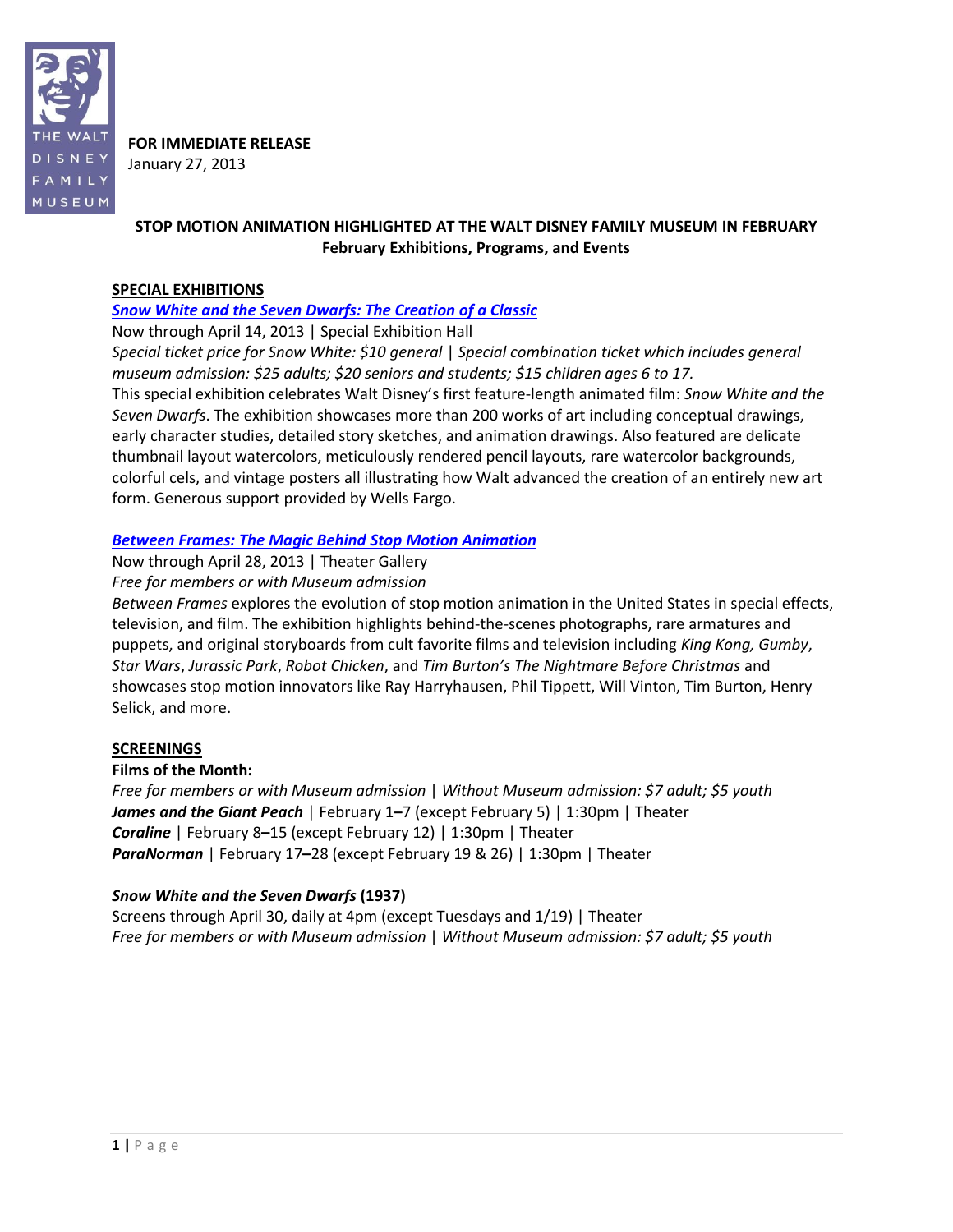**FOR IMMEDIATE RELEASE**
January 27, 2013

## STOP MOTION ANIMATION HIGHLIGHTED AT THE WALT DISNEY FAMILY MUSEUM IN FEBRUARY

### February Exhibitions, Programs, and Events

**SPECIAL EXHIBITIONS**

***Snow White and the Seven Dwarfs: The Creation of a Classic***
Now through April 14, 2013 | Special Exhibition Hall
*Special ticket price for Snow White: $10 general | Special combination ticket which includes general museum admission: $25 adults; $20 seniors and students; $15 children ages 6 to 17.*
This special exhibition celebrates Walt Disney's first feature-length animated film: *Snow White and the Seven Dwarfs*. The exhibition showcases more than 200 works of art including conceptual drawings, early character studies, detailed story sketches, and animation drawings. Also featured are delicate thumbnail layout watercolors, meticulously rendered pencil layouts, rare watercolor backgrounds, colorful cels, and vintage posters all illustrating how Walt advanced the creation of an entirely new art form. Generous support provided by Wells Fargo.

***Between Frames: The Magic Behind Stop Motion Animation***
Now through April 28, 2013 | Theater Gallery
*Free for members or with Museum admission*
*Between Frames* explores the evolution of stop motion animation in the United States in special effects, television, and film. The exhibition highlights behind-the-scenes photographs, rare armatures and puppets, and original storyboards from cult favorite films and television including *King Kong, Gumby*, *Star Wars*, *Jurassic Park*, *Robot Chicken*, and *Tim Burton's The Nightmare Before Christmas* and showcases stop motion innovators like Ray Harryhausen, Phil Tippett, Will Vinton, Tim Burton, Henry Selick, and more.

**SCREENINGS**

**Films of the Month:**
*Free for members or with Museum admission | Without Museum admission: $7 adult; $5 youth*
***James and the Giant Peach*** | February 1–7 (except February 5) | 1:30pm | Theater
***Coraline*** | February 8–15 (except February 12) | 1:30pm | Theater
***ParaNorman*** | February 17–28 (except February 19 & 26) | 1:30pm | Theater

***Snow White and the Seven Dwarfs* (1937)**
Screens through April 30, daily at 4pm (except Tuesdays and 1/19) | Theater
*Free for members or with Museum admission | Without Museum admission: $7 adult; $5 youth*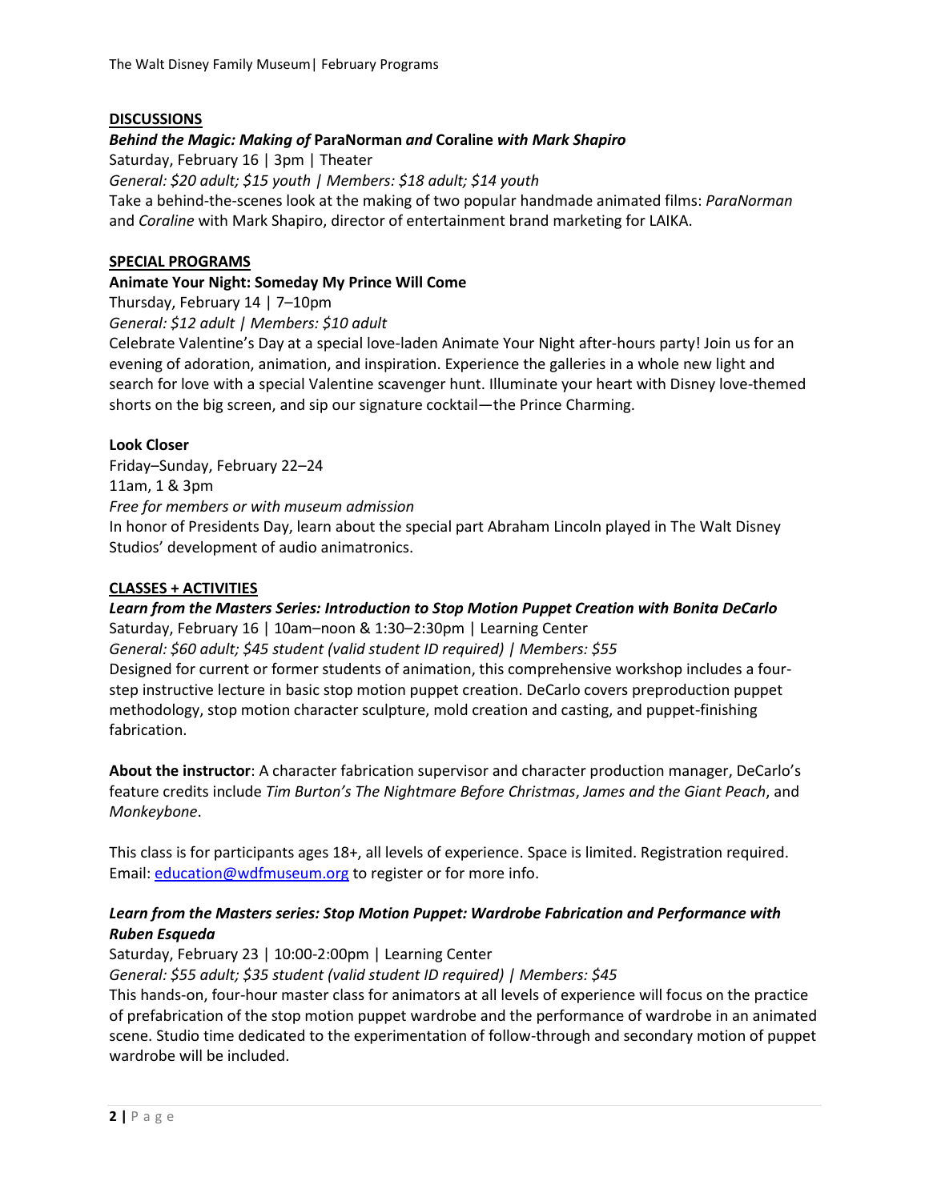## DISCUSSIONS

***Behind the Magic: Making of* ParaNorman *and* Coraline *with Mark Shapiro***

Saturday, February 16 | 3pm | Theater

*General: $20 adult; $15 youth | Members: $18 adult; $14 youth*

Take a behind-the-scenes look at the making of two popular handmade animated films: *ParaNorman* and *Coraline* with Mark Shapiro, director of entertainment brand marketing for LAIKA.

## SPECIAL PROGRAMS

**Animate Your Night: Someday My Prince Will Come**

Thursday, February 14 | 7–10pm

*General: $12 adult | Members: $10 adult*

Celebrate Valentine's Day at a special love-laden Animate Your Night after-hours party! Join us for an evening of adoration, animation, and inspiration. Experience the galleries in a whole new light and search for love with a special Valentine scavenger hunt. Illuminate your heart with Disney love-themed shorts on the big screen, and sip our signature cocktail—the Prince Charming.

**Look Closer**

Friday–Sunday, February 22–24

11am, 1 & 3pm

*Free for members or with museum admission*

In honor of Presidents Day, learn about the special part Abraham Lincoln played in The Walt Disney Studios' development of audio animatronics.

## CLASSES + ACTIVITIES

***Learn from the Masters Series: Introduction to Stop Motion Puppet Creation with Bonita DeCarlo***

Saturday, February 16 | 10am–noon & 1:30–2:30pm | Learning Center

*General: $60 adult; $45 student (valid student ID required) | Members: $55*

Designed for current or former students of animation, this comprehensive workshop includes a four-step instructive lecture in basic stop motion puppet creation. DeCarlo covers preproduction puppet methodology, stop motion character sculpture, mold creation and casting, and puppet-finishing fabrication.

**About the instructor**: A character fabrication supervisor and character production manager, DeCarlo's feature credits include *Tim Burton's The Nightmare Before Christmas*, *James and the Giant Peach*, and *Monkeybone*.

This class is for participants ages 18+, all levels of experience. Space is limited. Registration required. Email: education@wdfmuseum.org to register or for more info.

***Learn from the Masters series: Stop Motion Puppet: Wardrobe Fabrication and Performance with Ruben Esqueda***

Saturday, February 23 | 10:00-2:00pm | Learning Center

*General: $55 adult; $35 student (valid student ID required) | Members: $45*

This hands-on, four-hour master class for animators at all levels of experience will focus on the practice of prefabrication of the stop motion puppet wardrobe and the performance of wardrobe in an animated scene. Studio time dedicated to the experimentation of follow-through and secondary motion of puppet wardrobe will be included.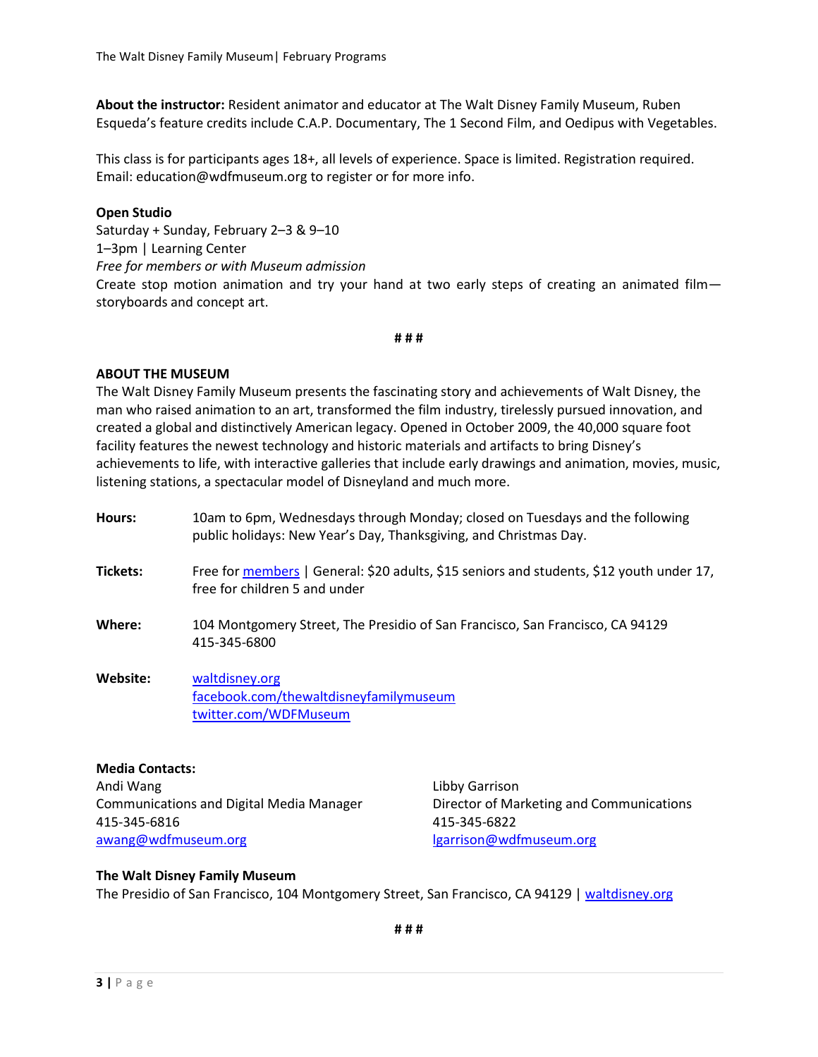**About the instructor:** Resident animator and educator at The Walt Disney Family Museum, Ruben Esqueda's feature credits include C.A.P. Documentary, The 1 Second Film, and Oedipus with Vegetables.

This class is for participants ages 18+, all levels of experience. Space is limited. Registration required. Email: education@wdfmuseum.org to register or for more info.

**Open Studio**
Saturday + Sunday, February 2–3 & 9–10
1–3pm | Learning Center
*Free for members or with Museum admission*
Create stop motion animation and try your hand at two early steps of creating an animated film—storyboards and concept art.

**# # #**

**ABOUT THE MUSEUM**
The Walt Disney Family Museum presents the fascinating story and achievements of Walt Disney, the man who raised animation to an art, transformed the film industry, tirelessly pursued innovation, and created a global and distinctively American legacy. Opened in October 2009, the 40,000 square foot facility features the newest technology and historic materials and artifacts to bring Disney's achievements to life, with interactive galleries that include early drawings and animation, movies, music, listening stations, a spectacular model of Disneyland and much more.

| | |
|---|---|
| **Hours:** | 10am to 6pm, Wednesdays through Monday; closed on Tuesdays and the following public holidays: New Year's Day, Thanksgiving, and Christmas Day. |
| **Tickets:** | Free for members \| General: $20 adults, $15 seniors and students, $12 youth under 17, free for children 5 and under |
| **Where:** | 104 Montgomery Street, The Presidio of San Francisco, San Francisco, CA 94129<br>415-345-6800 |
| **Website:** | waltdisney.org<br>facebook.com/thewaltdisneyfamilymuseum<br>twitter.com/WDFMuseum |

**Media Contacts:**

Andi Wang
Communications and Digital Media Manager
415-345-6816
awang@wdfmuseum.org

Libby Garrison
Director of Marketing and Communications
415-345-6822
lgarrison@wdfmuseum.org

**The Walt Disney Family Museum**
The Presidio of San Francisco, 104 Montgomery Street, San Francisco, CA 94129 | waltdisney.org

**# # #**